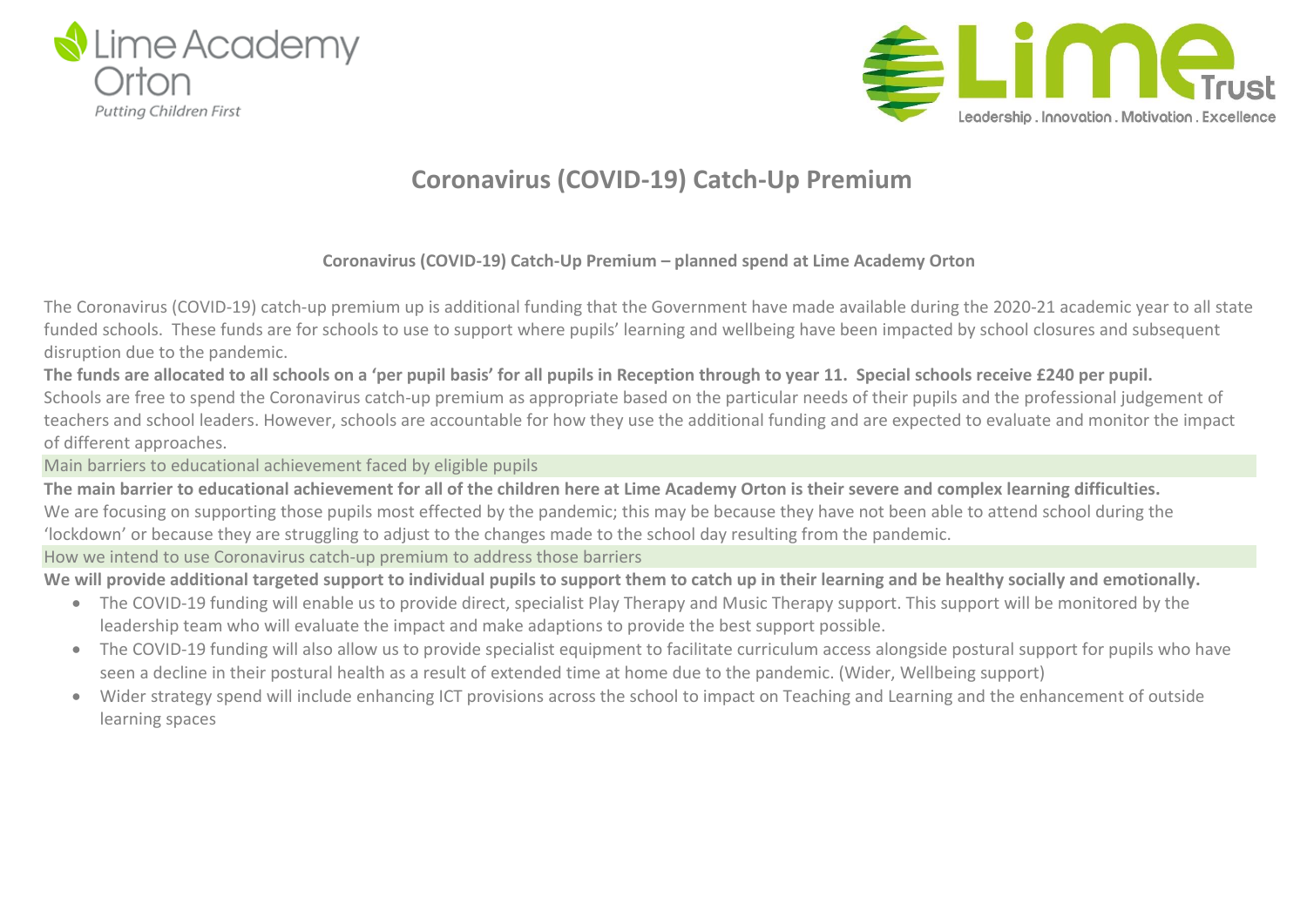Lime Academy Orton

*Putting Children First*

Lime Trust

Leadership . Innovation . Motivation . Excellence

# Coronavirus (COVID-19) Catch-Up Premium

**Coronavirus (COVID-19) Catch-Up Premium – planned spend at Lime Academy Orton**

The Coronavirus (COVID-19) catch-up premium up is additional funding that the Government have made available during the 2020-21 academic year to all state funded schools. These funds are for schools to use to support where pupils' learning and wellbeing have been impacted by school closures and subsequent disruption due to the pandemic.

**The funds are allocated to all schools on a 'per pupil basis' for all pupils in Reception through to year 11. Special schools receive £240 per pupil.**

Schools are free to spend the Coronavirus catch-up premium as appropriate based on the particular needs of their pupils and the professional judgement of teachers and school leaders. However, schools are accountable for how they use the additional funding and are expected to evaluate and monitor the impact of different approaches.

## Main barriers to educational achievement faced by eligible pupils

**The main barrier to educational achievement for all of the children here at Lime Academy Orton is their severe and complex learning difficulties.**

We are focusing on supporting those pupils most effected by the pandemic; this may be because they have not been able to attend school during the 'lockdown' or because they are struggling to adjust to the changes made to the school day resulting from the pandemic.

## How we intend to use Coronavirus catch-up premium to address those barriers

**We will provide additional targeted support to individual pupils to support them to catch up in their learning and be healthy socially and emotionally.**

- The COVID-19 funding will enable us to provide direct, specialist Play Therapy and Music Therapy support. This support will be monitored by the leadership team who will evaluate the impact and make adaptions to provide the best support possible.
- The COVID-19 funding will also allow us to provide specialist equipment to facilitate curriculum access alongside postural support for pupils who have seen a decline in their postural health as a result of extended time at home due to the pandemic. (Wider, Wellbeing support)
- Wider strategy spend will include enhancing ICT provisions across the school to impact on Teaching and Learning and the enhancement of outside learning spaces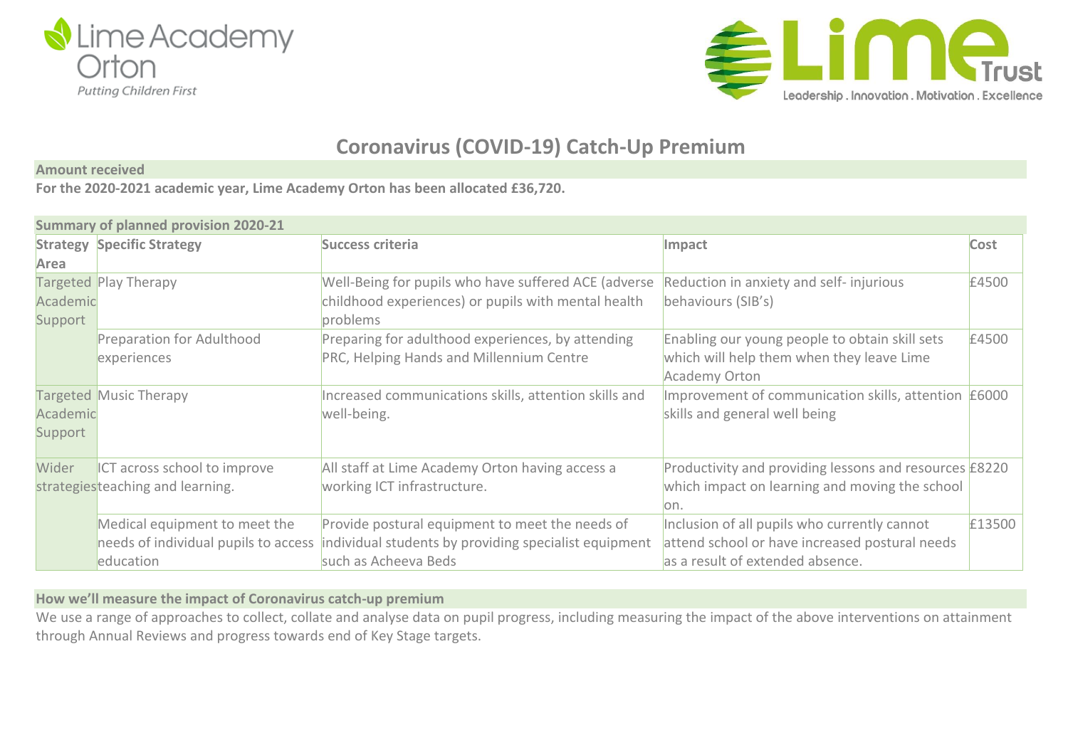# Coronavirus (COVID-19) Catch-Up Premium

**Amount received**

**For the 2020-2021 academic year, Lime Academy Orton has been allocated £36,720.**

**Summary of planned provision 2020-21**

| Strategy Area | Specific Strategy | Success criteria | Impact | Cost |
|---|---|---|---|---|
| Targeted Academic Support | Play Therapy | Well-Being for pupils who have suffered ACE (adverse childhood experiences) or pupils with mental health problems | Reduction in anxiety and self- injurious behaviours (SIB's) | £4500 |
| | Preparation for Adulthood experiences | Preparing for adulthood experiences, by attending PRC, Helping Hands and Millennium Centre | Enabling our young people to obtain skill sets which will help them when they leave Lime Academy Orton | £4500 |
| Targeted Academic Support | Music Therapy | Increased communications skills, attention skills and well-being. | Improvement of communication skills, attention skills and general well being | £6000 |
| Wider strategies | ICT across school to improve teaching and learning. | All staff at Lime Academy Orton having access a working ICT infrastructure. | Productivity and providing lessons and resources which impact on learning and moving the school on. | £8220 |
| | Medical equipment to meet the needs of individual pupils to access education | Provide postural equipment to meet the needs of individual students by providing specialist equipment such as Acheeva Beds | Inclusion of all pupils who currently cannot attend school or have increased postural needs as a result of extended absence. | £13500 |

**How we'll measure the impact of Coronavirus catch-up premium**

We use a range of approaches to collect, collate and analyse data on pupil progress, including measuring the impact of the above interventions on attainment through Annual Reviews and progress towards end of Key Stage targets.